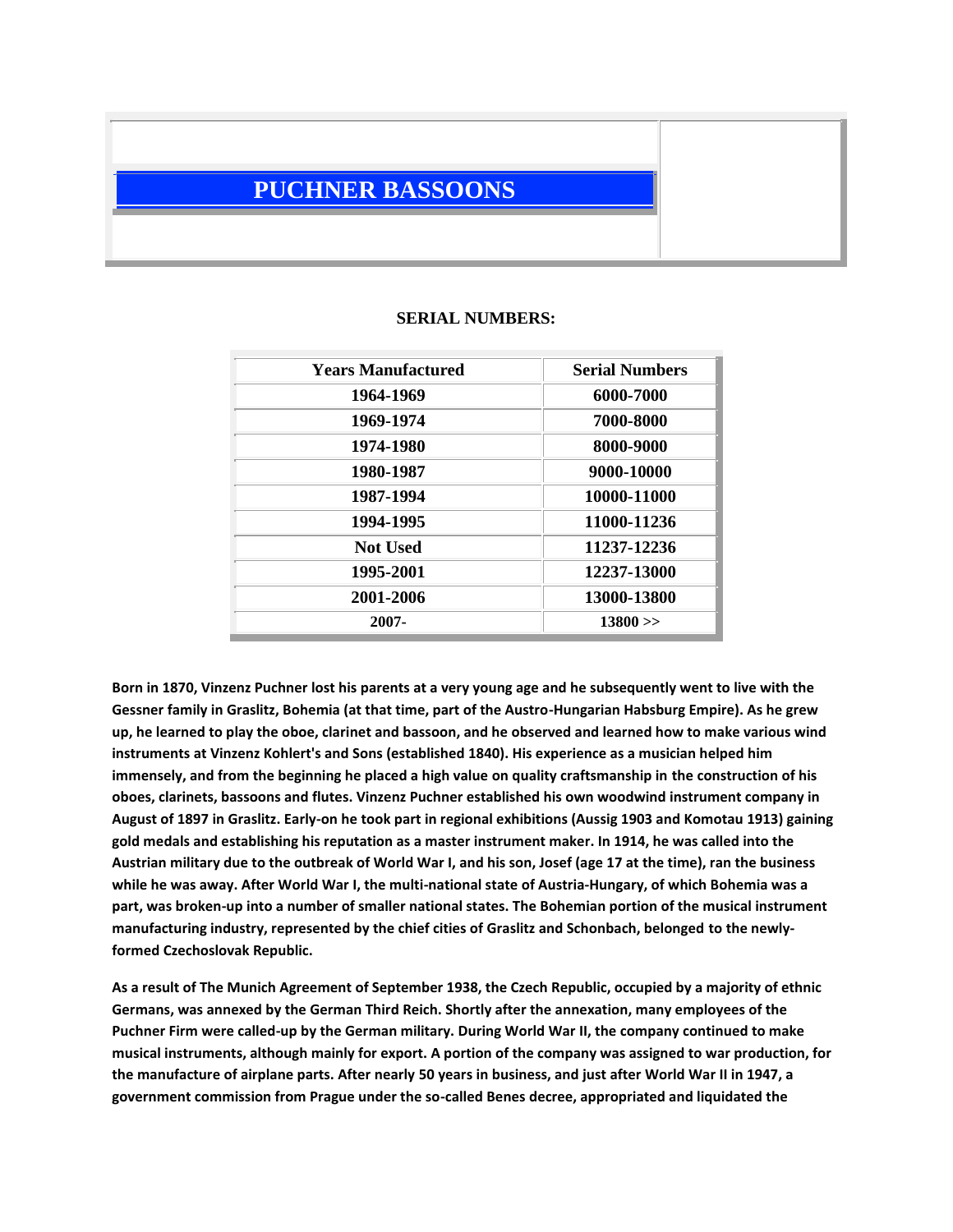# PUCHNER BASSOONS

## SERIAL NUMBERS:

| Years Manufactured | Serial Numbers |
|---|---|
| 1964-1969 | 6000-7000 |
| 1969-1974 | 7000-8000 |
| 1974-1980 | 8000-9000 |
| 1980-1987 | 9000-10000 |
| 1987-1994 | 10000-11000 |
| 1994-1995 | 11000-11236 |
| Not Used | 11237-12236 |
| 1995-2001 | 12237-13000 |
| 2001-2006 | 13000-13800 |
| 2007- | 13800 >> |

**Born in 1870, Vinzenz Puchner lost his parents at a very young age and he subsequently went to live with the Gessner family in Graslitz, Bohemia (at that time, part of the Austro-Hungarian Habsburg Empire). As he grew up, he learned to play the oboe, clarinet and bassoon, and he observed and learned how to make various wind instruments at Vinzenz Kohlert's and Sons (established 1840). His experience as a musician helped him immensely, and from the beginning he placed a high value on quality craftsmanship in the construction of his oboes, clarinets, bassoons and flutes. Vinzenz Puchner established his own woodwind instrument company in August of 1897 in Graslitz. Early-on he took part in regional exhibitions (Aussig 1903 and Komotau 1913) gaining gold medals and establishing his reputation as a master instrument maker. In 1914, he was called into the Austrian military due to the outbreak of World War I, and his son, Josef (age 17 at the time), ran the business while he was away. After World War I, the multi-national state of Austria-Hungary, of which Bohemia was a part, was broken-up into a number of smaller national states. The Bohemian portion of the musical instrument manufacturing industry, represented by the chief cities of Graslitz and Schonbach, belonged to the newly-formed Czechoslovak Republic.**

**As a result of The Munich Agreement of September 1938, the Czech Republic, occupied by a majority of ethnic Germans, was annexed by the German Third Reich. Shortly after the annexation, many employees of the Puchner Firm were called-up by the German military. During World War II, the company continued to make musical instruments, although mainly for export. A portion of the company was assigned to war production, for the manufacture of airplane parts. After nearly 50 years in business, and just after World War II in 1947, a government commission from Prague under the so-called Benes decree, appropriated and liquidated the**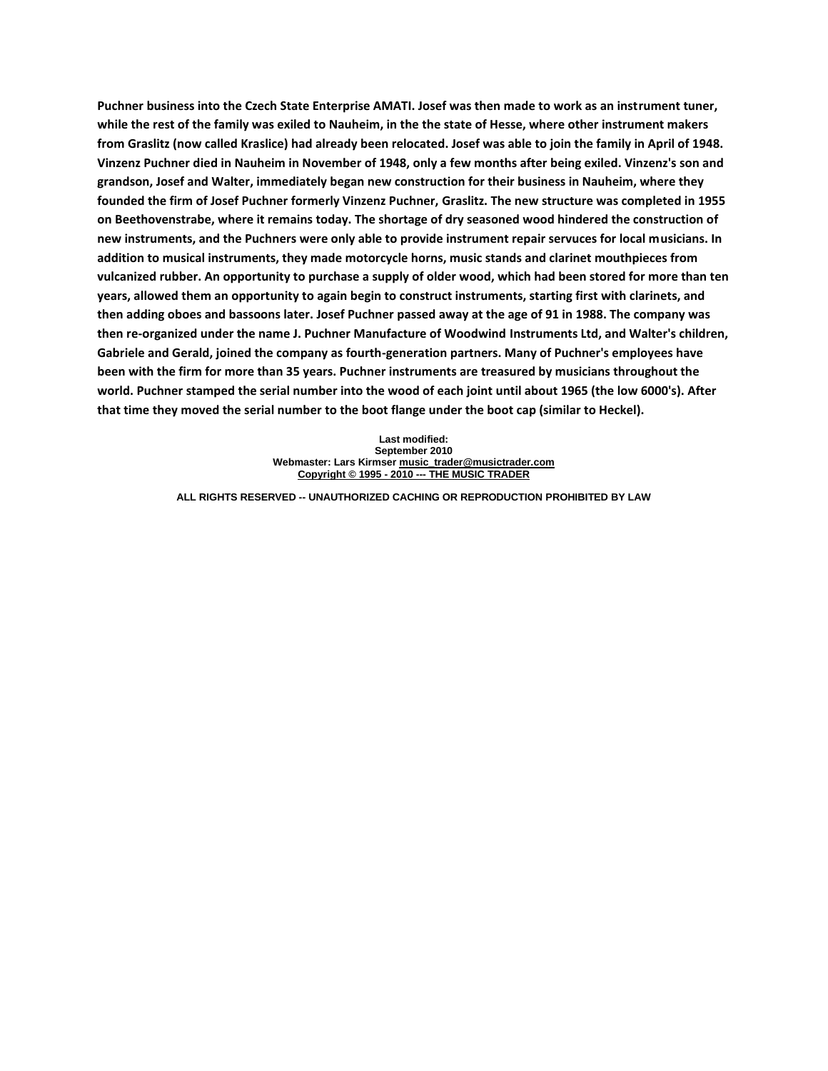**Puchner business into the Czech State Enterprise AMATI. Josef was then made to work as an instrument tuner, while the rest of the family was exiled to Nauheim, in the the state of Hesse, where other instrument makers from Graslitz (now called Kraslice) had already been relocated. Josef was able to join the family in April of 1948. Vinzenz Puchner died in Nauheim in November of 1948, only a few months after being exiled. Vinzenz's son and grandson, Josef and Walter, immediately began new construction for their business in Nauheim, where they founded the firm of Josef Puchner formerly Vinzenz Puchner, Graslitz. The new structure was completed in 1955 on Beethovenstrabe, where it remains today. The shortage of dry seasoned wood hindered the construction of new instruments, and the Puchners were only able to provide instrument repair servuces for local musicians. In addition to musical instruments, they made motorcycle horns, music stands and clarinet mouthpieces from vulcanized rubber. An opportunity to purchase a supply of older wood, which had been stored for more than ten years, allowed them an opportunity to again begin to construct instruments, starting first with clarinets, and then adding oboes and bassoons later. Josef Puchner passed away at the age of 91 in 1988. The company was then re-organized under the name J. Puchner Manufacture of Woodwind Instruments Ltd, and Walter's children, Gabriele and Gerald, joined the company as fourth-generation partners. Many of Puchner's employees have been with the firm for more than 35 years. Puchner instruments are treasured by musicians throughout the world. Puchner stamped the serial number into the wood of each joint until about 1965 (the low 6000's). After that time they moved the serial number to the boot flange under the boot cap (similar to Heckel).**

**Last modified:**
**September 2010**
**Webmaster: Lars Kirmser music_trader@musictrader.com**
**Copyright © 1995 - 2010 --- THE MUSIC TRADER**

**ALL RIGHTS RESERVED -- UNAUTHORIZED CACHING OR REPRODUCTION PROHIBITED BY LAW**